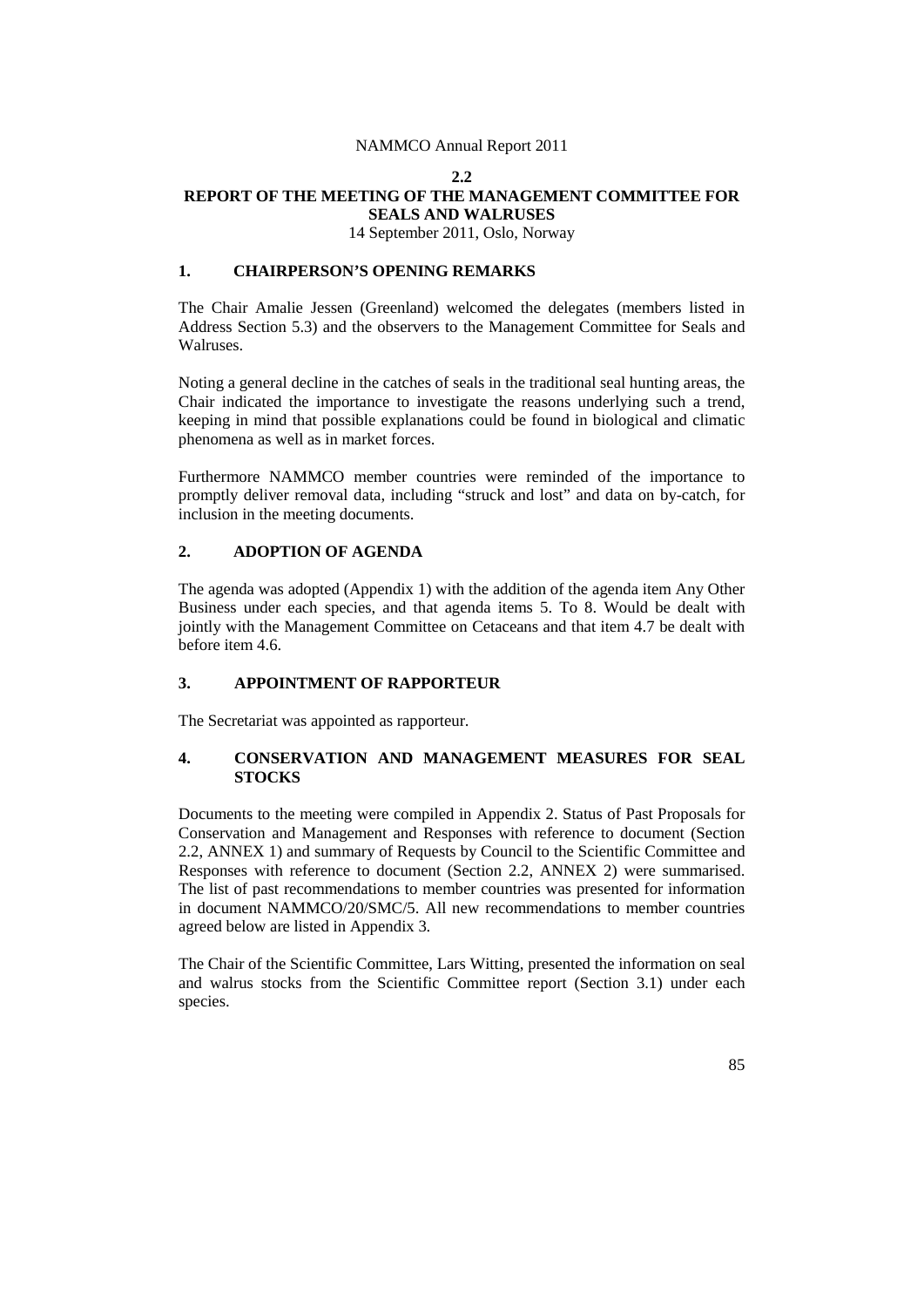## 2.2
# REPORT OF THE MEETING OF THE MANAGEMENT COMMITTEE FOR SEALS AND WALRUSES

14 September 2011, Oslo, Norway

## 1. CHAIRPERSON'S OPENING REMARKS

The Chair Amalie Jessen (Greenland) welcomed the delegates (members listed in Address Section 5.3) and the observers to the Management Committee for Seals and Walruses.

Noting a general decline in the catches of seals in the traditional seal hunting areas, the Chair indicated the importance to investigate the reasons underlying such a trend, keeping in mind that possible explanations could be found in biological and climatic phenomena as well as in market forces.

Furthermore NAMMCO member countries were reminded of the importance to promptly deliver removal data, including "struck and lost" and data on by-catch, for inclusion in the meeting documents.

## 2. ADOPTION OF AGENDA

The agenda was adopted (Appendix 1) with the addition of the agenda item Any Other Business under each species, and that agenda items 5. To 8. Would be dealt with jointly with the Management Committee on Cetaceans and that item 4.7 be dealt with before item 4.6.

## 3. APPOINTMENT OF RAPPORTEUR

The Secretariat was appointed as rapporteur.

## 4. CONSERVATION AND MANAGEMENT MEASURES FOR SEAL STOCKS

Documents to the meeting were compiled in Appendix 2. Status of Past Proposals for Conservation and Management and Responses with reference to document (Section 2.2, ANNEX 1) and summary of Requests by Council to the Scientific Committee and Responses with reference to document (Section 2.2, ANNEX 2) were summarised. The list of past recommendations to member countries was presented for information in document NAMMCO/20/SMC/5. All new recommendations to member countries agreed below are listed in Appendix 3.

The Chair of the Scientific Committee, Lars Witting, presented the information on seal and walrus stocks from the Scientific Committee report (Section 3.1) under each species.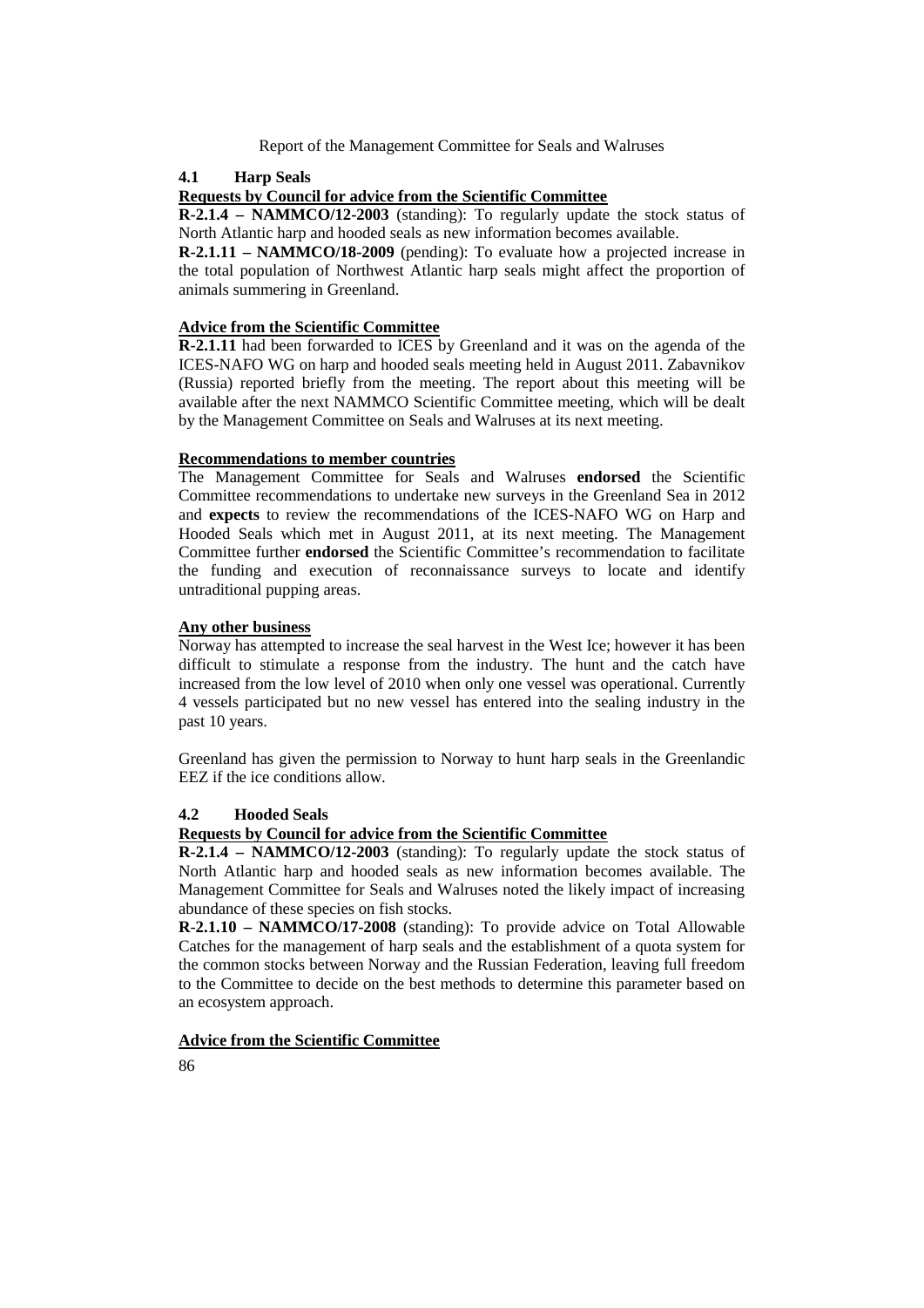### 4.1 Harp Seals

**Requests by Council for advice from the Scientific Committee**

**R-2.1.4 – NAMMCO/12-2003** (standing): To regularly update the stock status of North Atlantic harp and hooded seals as new information becomes available.

**R-2.1.11 – NAMMCO/18-2009** (pending): To evaluate how a projected increase in the total population of Northwest Atlantic harp seals might affect the proportion of animals summering in Greenland.

**Advice from the Scientific Committee**

**R-2.1.11** had been forwarded to ICES by Greenland and it was on the agenda of the ICES-NAFO WG on harp and hooded seals meeting held in August 2011. Zabavnikov (Russia) reported briefly from the meeting. The report about this meeting will be available after the next NAMMCO Scientific Committee meeting, which will be dealt by the Management Committee on Seals and Walruses at its next meeting.

**Recommendations to member countries**

The Management Committee for Seals and Walruses **endorsed** the Scientific Committee recommendations to undertake new surveys in the Greenland Sea in 2012 and **expects** to review the recommendations of the ICES-NAFO WG on Harp and Hooded Seals which met in August 2011, at its next meeting. The Management Committee further **endorsed** the Scientific Committee's recommendation to facilitate the funding and execution of reconnaissance surveys to locate and identify untraditional pupping areas.

**Any other business**

Norway has attempted to increase the seal harvest in the West Ice; however it has been difficult to stimulate a response from the industry. The hunt and the catch have increased from the low level of 2010 when only one vessel was operational. Currently 4 vessels participated but no new vessel has entered into the sealing industry in the past 10 years.

Greenland has given the permission to Norway to hunt harp seals in the Greenlandic EEZ if the ice conditions allow.

### 4.2 Hooded Seals

**Requests by Council for advice from the Scientific Committee**

**R-2.1.4 – NAMMCO/12-2003** (standing): To regularly update the stock status of North Atlantic harp and hooded seals as new information becomes available. The Management Committee for Seals and Walruses noted the likely impact of increasing abundance of these species on fish stocks.

**R-2.1.10 – NAMMCO/17-2008** (standing): To provide advice on Total Allowable Catches for the management of harp seals and the establishment of a quota system for the common stocks between Norway and the Russian Federation, leaving full freedom to the Committee to decide on the best methods to determine this parameter based on an ecosystem approach.

**Advice from the Scientific Committee**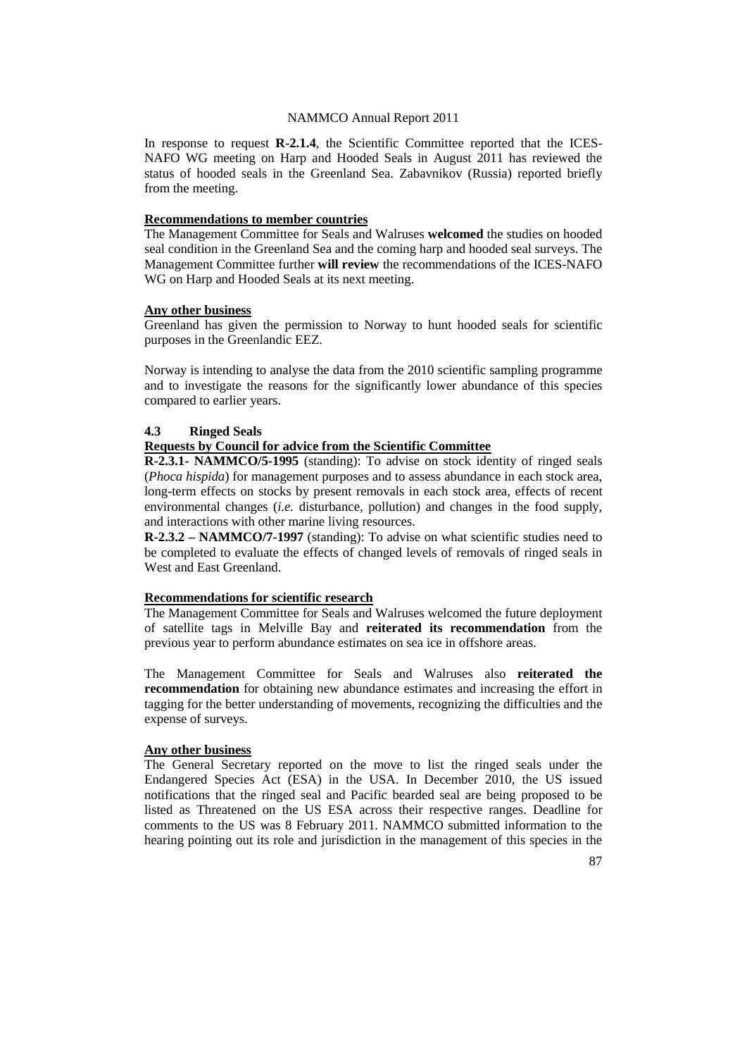In response to request **R-2.1.4**, the Scientific Committee reported that the ICES-NAFO WG meeting on Harp and Hooded Seals in August 2011 has reviewed the status of hooded seals in the Greenland Sea. Zabavnikov (Russia) reported briefly from the meeting.

**Recommendations to member countries**

The Management Committee for Seals and Walruses **welcomed** the studies on hooded seal condition in the Greenland Sea and the coming harp and hooded seal surveys. The Management Committee further **will review** the recommendations of the ICES-NAFO WG on Harp and Hooded Seals at its next meeting.

**Any other business**

Greenland has given the permission to Norway to hunt hooded seals for scientific purposes in the Greenlandic EEZ.

Norway is intending to analyse the data from the 2010 scientific sampling programme and to investigate the reasons for the significantly lower abundance of this species compared to earlier years.

### 4.3 Ringed Seals

**Requests by Council for advice from the Scientific Committee**

**R-2.3.1- NAMMCO/5-1995** (standing): To advise on stock identity of ringed seals (*Phoca hispida*) for management purposes and to assess abundance in each stock area, long-term effects on stocks by present removals in each stock area, effects of recent environmental changes (*i.e.* disturbance, pollution) and changes in the food supply, and interactions with other marine living resources.

**R-2.3.2 – NAMMCO/7-1997** (standing): To advise on what scientific studies need to be completed to evaluate the effects of changed levels of removals of ringed seals in West and East Greenland.

**Recommendations for scientific research**

The Management Committee for Seals and Walruses welcomed the future deployment of satellite tags in Melville Bay and **reiterated its recommendation** from the previous year to perform abundance estimates on sea ice in offshore areas.

The Management Committee for Seals and Walruses also **reiterated the recommendation** for obtaining new abundance estimates and increasing the effort in tagging for the better understanding of movements, recognizing the difficulties and the expense of surveys.

**Any other business**

The General Secretary reported on the move to list the ringed seals under the Endangered Species Act (ESA) in the USA. In December 2010, the US issued notifications that the ringed seal and Pacific bearded seal are being proposed to be listed as Threatened on the US ESA across their respective ranges. Deadline for comments to the US was 8 February 2011. NAMMCO submitted information to the hearing pointing out its role and jurisdiction in the management of this species in the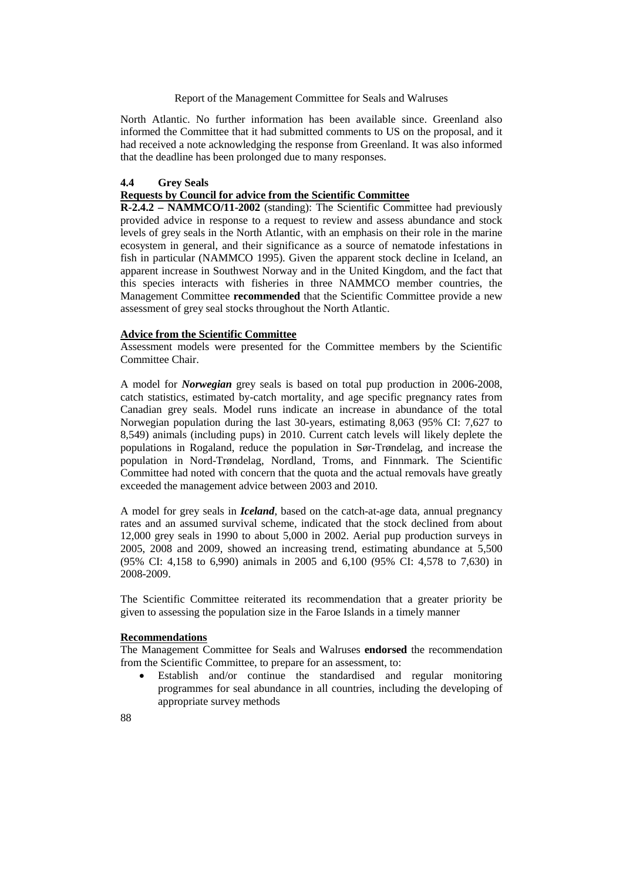North Atlantic. No further information has been available since. Greenland also informed the Committee that it had submitted comments to US on the proposal, and it had received a note acknowledging the response from Greenland. It was also informed that the deadline has been prolonged due to many responses.

### 4.4 Grey Seals

**Requests by Council for advice from the Scientific Committee**

**R-2.4.2 – NAMMCO/11-2002** (standing): The Scientific Committee had previously provided advice in response to a request to review and assess abundance and stock levels of grey seals in the North Atlantic, with an emphasis on their role in the marine ecosystem in general, and their significance as a source of nematode infestations in fish in particular (NAMMCO 1995). Given the apparent stock decline in Iceland, an apparent increase in Southwest Norway and in the United Kingdom, and the fact that this species interacts with fisheries in three NAMMCO member countries, the Management Committee **recommended** that the Scientific Committee provide a new assessment of grey seal stocks throughout the North Atlantic.

**Advice from the Scientific Committee**

Assessment models were presented for the Committee members by the Scientific Committee Chair.

A model for ***Norwegian*** grey seals is based on total pup production in 2006-2008, catch statistics, estimated by-catch mortality, and age specific pregnancy rates from Canadian grey seals. Model runs indicate an increase in abundance of the total Norwegian population during the last 30-years, estimating 8,063 (95% CI: 7,627 to 8,549) animals (including pups) in 2010. Current catch levels will likely deplete the populations in Rogaland, reduce the population in Sør-Trøndelag, and increase the population in Nord-Trøndelag, Nordland, Troms, and Finnmark. The Scientific Committee had noted with concern that the quota and the actual removals have greatly exceeded the management advice between 2003 and 2010.

A model for grey seals in ***Iceland***, based on the catch-at-age data, annual pregnancy rates and an assumed survival scheme, indicated that the stock declined from about 12,000 grey seals in 1990 to about 5,000 in 2002. Aerial pup production surveys in 2005, 2008 and 2009, showed an increasing trend, estimating abundance at 5,500 (95% CI: 4,158 to 6,990) animals in 2005 and 6,100 (95% CI: 4,578 to 7,630) in 2008-2009.

The Scientific Committee reiterated its recommendation that a greater priority be given to assessing the population size in the Faroe Islands in a timely manner

**Recommendations**

The Management Committee for Seals and Walruses **endorsed** the recommendation from the Scientific Committee, to prepare for an assessment, to:

- Establish and/or continue the standardised and regular monitoring programmes for seal abundance in all countries, including the developing of appropriate survey methods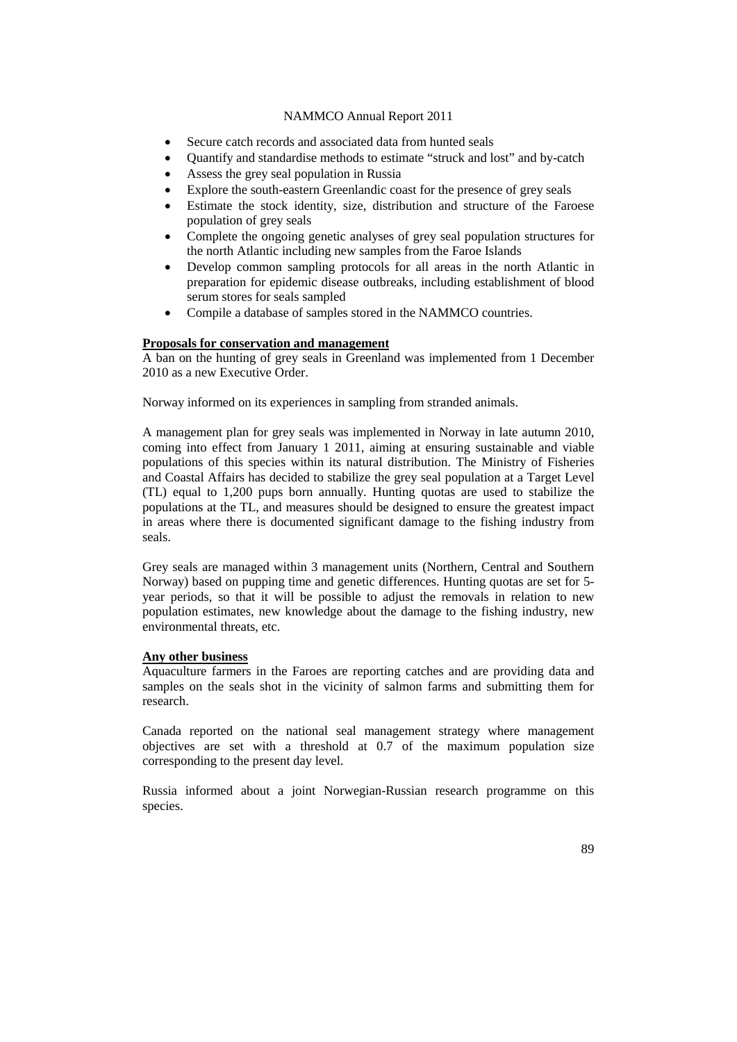- Secure catch records and associated data from hunted seals
- Quantify and standardise methods to estimate "struck and lost" and by-catch
- Assess the grey seal population in Russia
- Explore the south-eastern Greenlandic coast for the presence of grey seals
- Estimate the stock identity, size, distribution and structure of the Faroese population of grey seals
- Complete the ongoing genetic analyses of grey seal population structures for the north Atlantic including new samples from the Faroe Islands
- Develop common sampling protocols for all areas in the north Atlantic in preparation for epidemic disease outbreaks, including establishment of blood serum stores for seals sampled
- Compile a database of samples stored in the NAMMCO countries.

**Proposals for conservation and management**

A ban on the hunting of grey seals in Greenland was implemented from 1 December 2010 as a new Executive Order.

Norway informed on its experiences in sampling from stranded animals.

A management plan for grey seals was implemented in Norway in late autumn 2010, coming into effect from January 1 2011, aiming at ensuring sustainable and viable populations of this species within its natural distribution. The Ministry of Fisheries and Coastal Affairs has decided to stabilize the grey seal population at a Target Level (TL) equal to 1,200 pups born annually. Hunting quotas are used to stabilize the populations at the TL, and measures should be designed to ensure the greatest impact in areas where there is documented significant damage to the fishing industry from seals.

Grey seals are managed within 3 management units (Northern, Central and Southern Norway) based on pupping time and genetic differences. Hunting quotas are set for 5-year periods, so that it will be possible to adjust the removals in relation to new population estimates, new knowledge about the damage to the fishing industry, new environmental threats, etc.

**Any other business**

Aquaculture farmers in the Faroes are reporting catches and are providing data and samples on the seals shot in the vicinity of salmon farms and submitting them for research.

Canada reported on the national seal management strategy where management objectives are set with a threshold at 0.7 of the maximum population size corresponding to the present day level.

Russia informed about a joint Norwegian-Russian research programme on this species.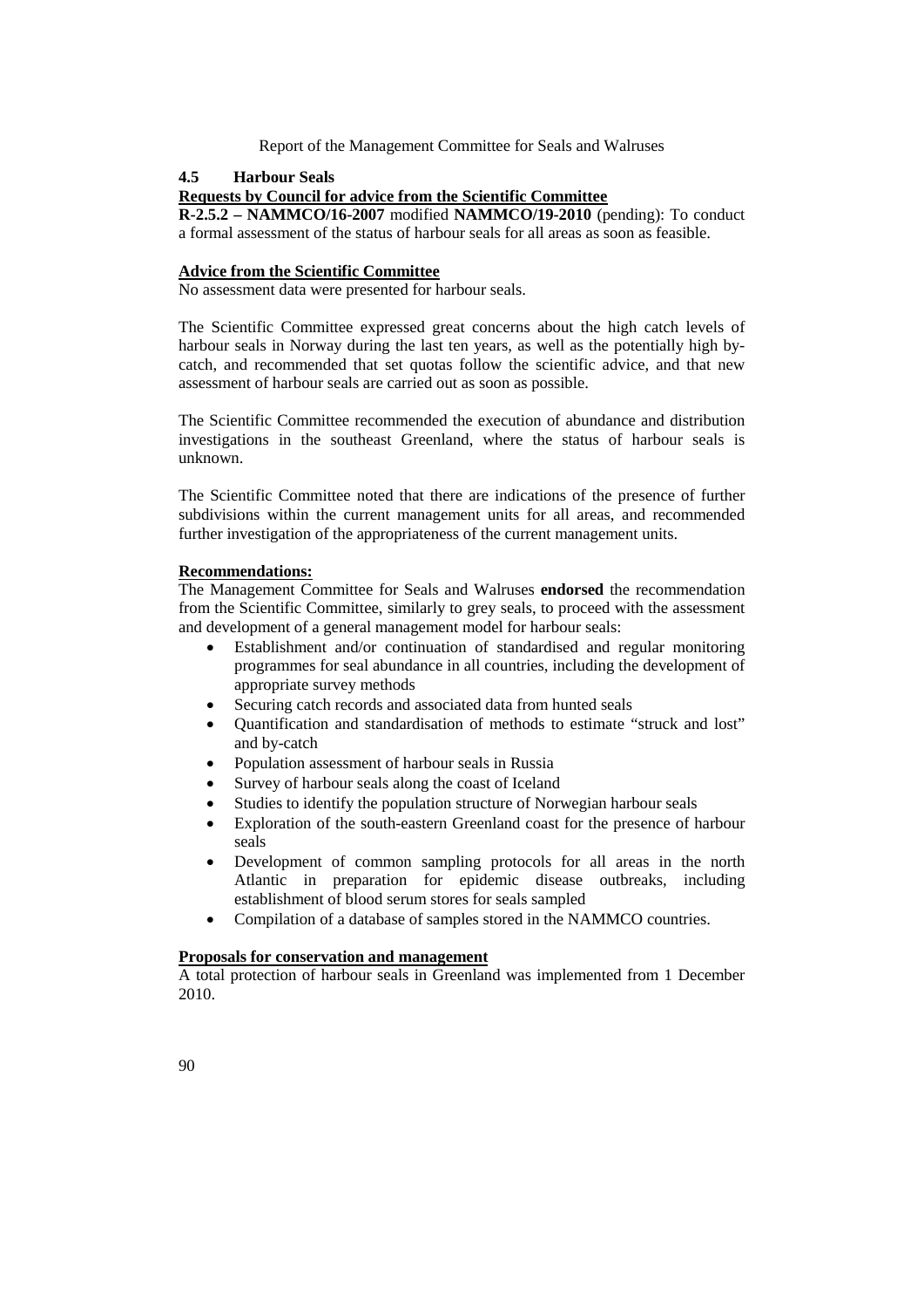### 4.5 Harbour Seals

**Requests by Council for advice from the Scientific Committee**

**R-2.5.2 – NAMMCO/16-2007** modified **NAMMCO/19-2010** (pending): To conduct a formal assessment of the status of harbour seals for all areas as soon as feasible.

**Advice from the Scientific Committee**

No assessment data were presented for harbour seals.

The Scientific Committee expressed great concerns about the high catch levels of harbour seals in Norway during the last ten years, as well as the potentially high by-catch, and recommended that set quotas follow the scientific advice, and that new assessment of harbour seals are carried out as soon as possible.

The Scientific Committee recommended the execution of abundance and distribution investigations in the southeast Greenland, where the status of harbour seals is unknown.

The Scientific Committee noted that there are indications of the presence of further subdivisions within the current management units for all areas, and recommended further investigation of the appropriateness of the current management units.

**Recommendations:**

The Management Committee for Seals and Walruses **endorsed** the recommendation from the Scientific Committee, similarly to grey seals, to proceed with the assessment and development of a general management model for harbour seals:

- Establishment and/or continuation of standardised and regular monitoring programmes for seal abundance in all countries, including the development of appropriate survey methods
- Securing catch records and associated data from hunted seals
- Quantification and standardisation of methods to estimate "struck and lost" and by-catch
- Population assessment of harbour seals in Russia
- Survey of harbour seals along the coast of Iceland
- Studies to identify the population structure of Norwegian harbour seals
- Exploration of the south-eastern Greenland coast for the presence of harbour seals
- Development of common sampling protocols for all areas in the north Atlantic in preparation for epidemic disease outbreaks, including establishment of blood serum stores for seals sampled
- Compilation of a database of samples stored in the NAMMCO countries.

**Proposals for conservation and management**

A total protection of harbour seals in Greenland was implemented from 1 December 2010.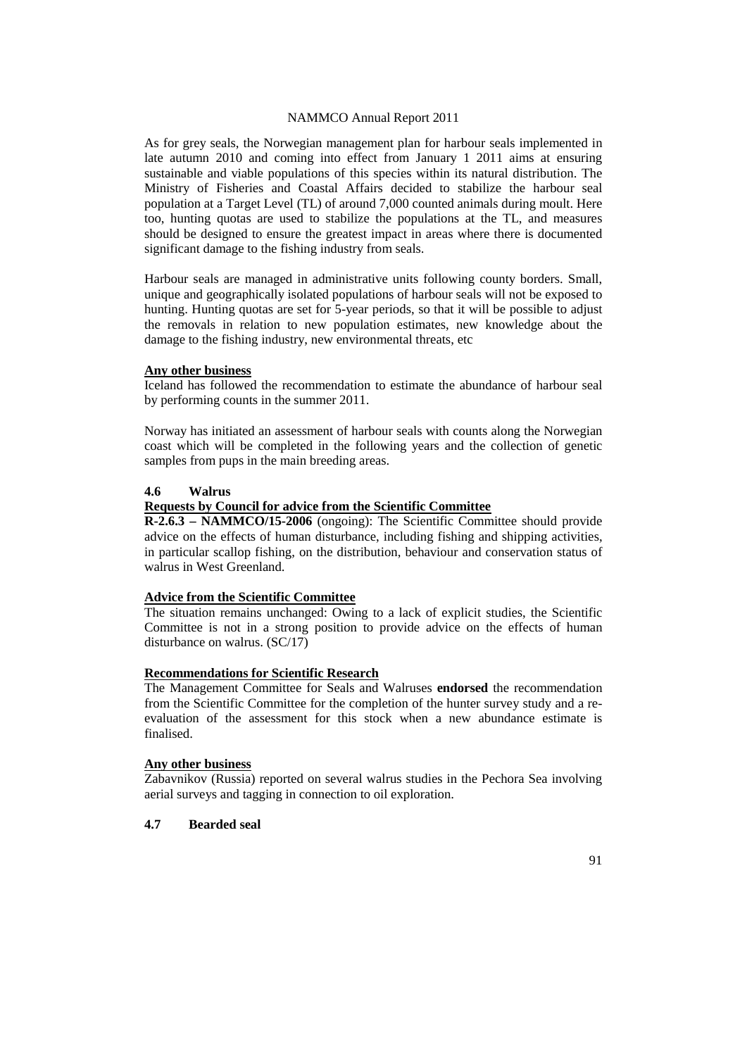As for grey seals, the Norwegian management plan for harbour seals implemented in late autumn 2010 and coming into effect from January 1 2011 aims at ensuring sustainable and viable populations of this species within its natural distribution. The Ministry of Fisheries and Coastal Affairs decided to stabilize the harbour seal population at a Target Level (TL) of around 7,000 counted animals during moult. Here too, hunting quotas are used to stabilize the populations at the TL, and measures should be designed to ensure the greatest impact in areas where there is documented significant damage to the fishing industry from seals.

Harbour seals are managed in administrative units following county borders. Small, unique and geographically isolated populations of harbour seals will not be exposed to hunting. Hunting quotas are set for 5-year periods, so that it will be possible to adjust the removals in relation to new population estimates, new knowledge about the damage to the fishing industry, new environmental threats, etc

**Any other business**

Iceland has followed the recommendation to estimate the abundance of harbour seal by performing counts in the summer 2011.

Norway has initiated an assessment of harbour seals with counts along the Norwegian coast which will be completed in the following years and the collection of genetic samples from pups in the main breeding areas.

### 4.6 Walrus

**Requests by Council for advice from the Scientific Committee**

**R-2.6.3 – NAMMCO/15-2006** (ongoing): The Scientific Committee should provide advice on the effects of human disturbance, including fishing and shipping activities, in particular scallop fishing, on the distribution, behaviour and conservation status of walrus in West Greenland.

**Advice from the Scientific Committee**

The situation remains unchanged: Owing to a lack of explicit studies, the Scientific Committee is not in a strong position to provide advice on the effects of human disturbance on walrus. (SC/17)

**Recommendations for Scientific Research**

The Management Committee for Seals and Walruses **endorsed** the recommendation from the Scientific Committee for the completion of the hunter survey study and a re-evaluation of the assessment for this stock when a new abundance estimate is finalised.

**Any other business**

Zabavnikov (Russia) reported on several walrus studies in the Pechora Sea involving aerial surveys and tagging in connection to oil exploration.

### 4.7 Bearded seal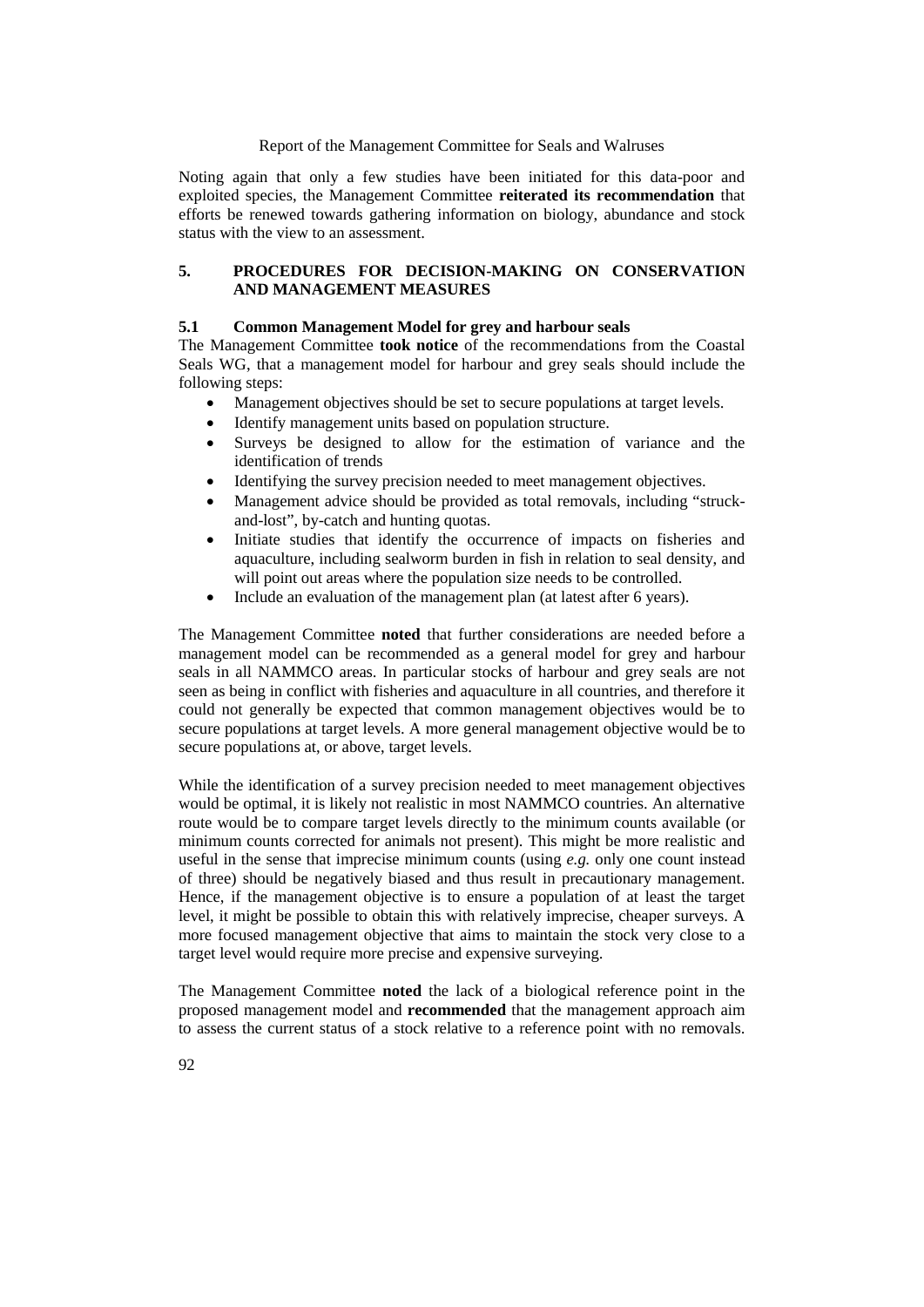Noting again that only a few studies have been initiated for this data-poor and exploited species, the Management Committee **reiterated its recommendation** that efforts be renewed towards gathering information on biology, abundance and stock status with the view to an assessment.

## 5. PROCEDURES FOR DECISION-MAKING ON CONSERVATION AND MANAGEMENT MEASURES

### 5.1 Common Management Model for grey and harbour seals

The Management Committee **took notice** of the recommendations from the Coastal Seals WG, that a management model for harbour and grey seals should include the following steps:

- Management objectives should be set to secure populations at target levels.
- Identify management units based on population structure.
- Surveys be designed to allow for the estimation of variance and the identification of trends
- Identifying the survey precision needed to meet management objectives.
- Management advice should be provided as total removals, including "struck-and-lost", by-catch and hunting quotas.
- Initiate studies that identify the occurrence of impacts on fisheries and aquaculture, including sealworm burden in fish in relation to seal density, and will point out areas where the population size needs to be controlled.
- Include an evaluation of the management plan (at latest after 6 years).

The Management Committee **noted** that further considerations are needed before a management model can be recommended as a general model for grey and harbour seals in all NAMMCO areas. In particular stocks of harbour and grey seals are not seen as being in conflict with fisheries and aquaculture in all countries, and therefore it could not generally be expected that common management objectives would be to secure populations at target levels. A more general management objective would be to secure populations at, or above, target levels.

While the identification of a survey precision needed to meet management objectives would be optimal, it is likely not realistic in most NAMMCO countries. An alternative route would be to compare target levels directly to the minimum counts available (or minimum counts corrected for animals not present). This might be more realistic and useful in the sense that imprecise minimum counts (using *e.g.* only one count instead of three) should be negatively biased and thus result in precautionary management. Hence, if the management objective is to ensure a population of at least the target level, it might be possible to obtain this with relatively imprecise, cheaper surveys. A more focused management objective that aims to maintain the stock very close to a target level would require more precise and expensive surveying.

The Management Committee **noted** the lack of a biological reference point in the proposed management model and **recommended** that the management approach aim to assess the current status of a stock relative to a reference point with no removals.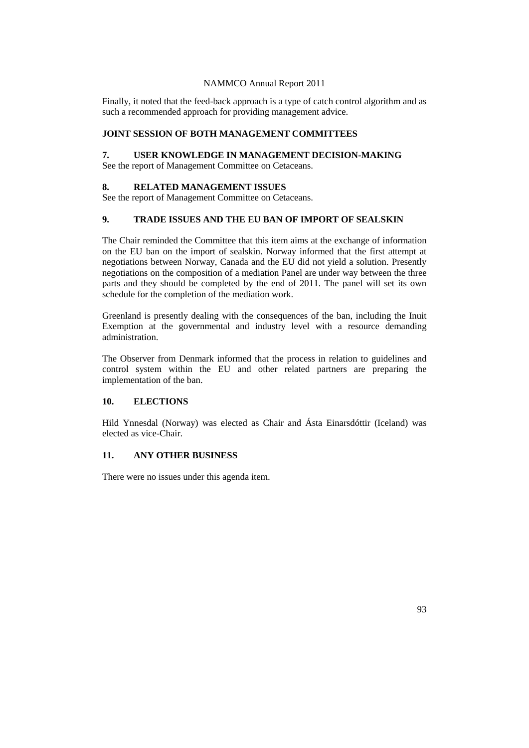Finally, it noted that the feed-back approach is a type of catch control algorithm and as such a recommended approach for providing management advice.

## JOINT SESSION OF BOTH MANAGEMENT COMMITTEES

### 7. USER KNOWLEDGE IN MANAGEMENT DECISION-MAKING

See the report of Management Committee on Cetaceans.

### 8. RELATED MANAGEMENT ISSUES

See the report of Management Committee on Cetaceans.

### 9. TRADE ISSUES AND THE EU BAN OF IMPORT OF SEALSKIN

The Chair reminded the Committee that this item aims at the exchange of information on the EU ban on the import of sealskin. Norway informed that the first attempt at negotiations between Norway, Canada and the EU did not yield a solution. Presently negotiations on the composition of a mediation Panel are under way between the three parts and they should be completed by the end of 2011. The panel will set its own schedule for the completion of the mediation work.

Greenland is presently dealing with the consequences of the ban, including the Inuit Exemption at the governmental and industry level with a resource demanding administration.

The Observer from Denmark informed that the process in relation to guidelines and control system within the EU and other related partners are preparing the implementation of the ban.

### 10. ELECTIONS

Hild Ynnesdal (Norway) was elected as Chair and Ásta Einarsdóttir (Iceland) was elected as vice-Chair.

### 11. ANY OTHER BUSINESS

There were no issues under this agenda item.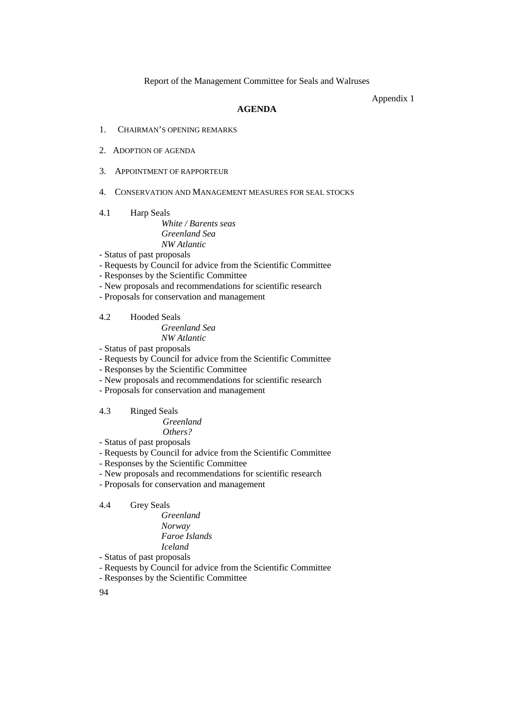Appendix 1

# AGENDA

1. CHAIRMAN'S OPENING REMARKS

2. ADOPTION OF AGENDA

3. APPOINTMENT OF RAPPORTEUR

4. CONSERVATION AND MANAGEMENT MEASURES FOR SEAL STOCKS

4.1 Harp Seals

*White / Barents seas*
*Greenland Sea*
*NW Atlantic*

- Status of past proposals
- Requests by Council for advice from the Scientific Committee
- Responses by the Scientific Committee
- New proposals and recommendations for scientific research
- Proposals for conservation and management

4.2 Hooded Seals

*Greenland Sea*
*NW Atlantic*

- Status of past proposals
- Requests by Council for advice from the Scientific Committee
- Responses by the Scientific Committee
- New proposals and recommendations for scientific research
- Proposals for conservation and management

4.3 Ringed Seals

*Greenland*
*Others?*

- Status of past proposals
- Requests by Council for advice from the Scientific Committee
- Responses by the Scientific Committee
- New proposals and recommendations for scientific research
- Proposals for conservation and management

4.4 Grey Seals

*Greenland*
*Norway*
*Faroe Islands*
*Iceland*

- Status of past proposals
- Requests by Council for advice from the Scientific Committee
- Responses by the Scientific Committee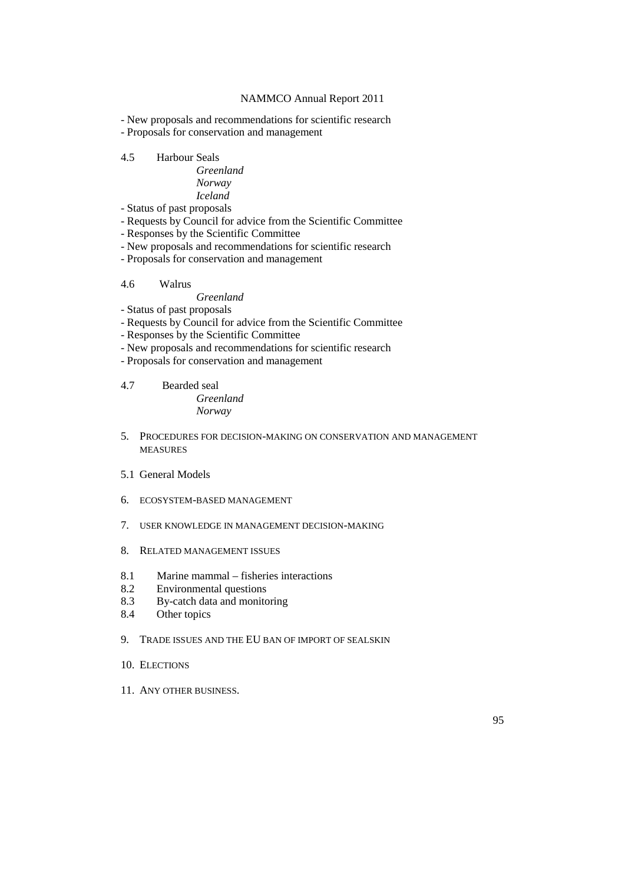- New proposals and recommendations for scientific research
- Proposals for conservation and management

4.5 Harbour Seals

*Greenland*
*Norway*
*Iceland*

- Status of past proposals
- Requests by Council for advice from the Scientific Committee
- Responses by the Scientific Committee
- New proposals and recommendations for scientific research
- Proposals for conservation and management

4.6 Walrus

*Greenland*

- Status of past proposals
- Requests by Council for advice from the Scientific Committee
- Responses by the Scientific Committee
- New proposals and recommendations for scientific research
- Proposals for conservation and management

4.7 Bearded seal

*Greenland*
*Norway*

5. PROCEDURES FOR DECISION-MAKING ON CONSERVATION AND MANAGEMENT MEASURES

5.1 General Models

6. ECOSYSTEM-BASED MANAGEMENT

7. USER KNOWLEDGE IN MANAGEMENT DECISION-MAKING

8. RELATED MANAGEMENT ISSUES

8.1 Marine mammal – fisheries interactions
8.2 Environmental questions
8.3 By-catch data and monitoring
8.4 Other topics

9. TRADE ISSUES AND THE EU BAN OF IMPORT OF SEALSKIN

10. ELECTIONS

11. ANY OTHER BUSINESS.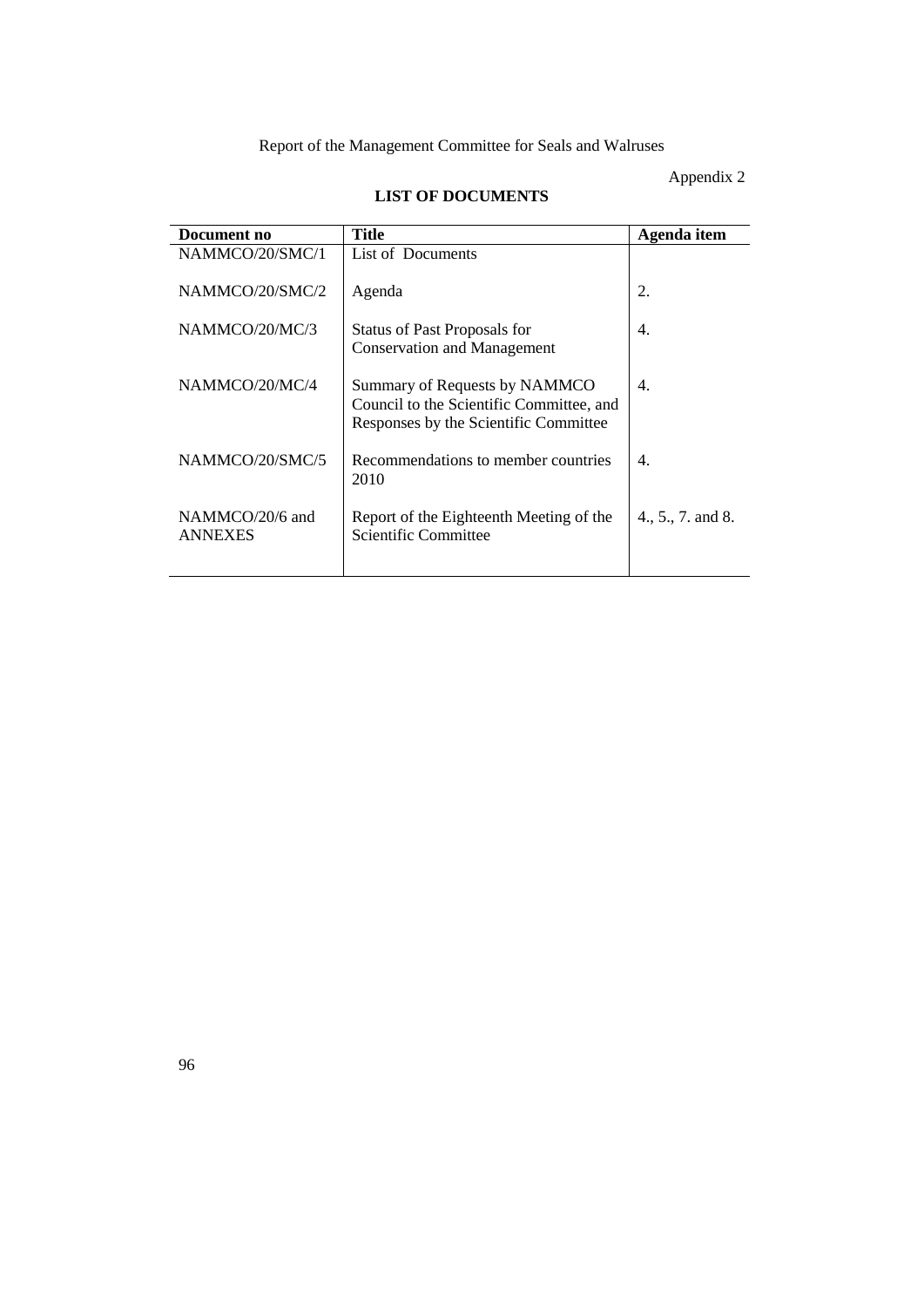Appendix 2

## LIST OF DOCUMENTS

| Document no | Title | Agenda item |
|---|---|---|
| NAMMCO/20/SMC/1 | List of Documents | |
| NAMMCO/20/SMC/2 | Agenda | 2. |
| NAMMCO/20/MC/3 | Status of Past Proposals for Conservation and Management | 4. |
| NAMMCO/20/MC/4 | Summary of Requests by NAMMCO Council to the Scientific Committee, and Responses by the Scientific Committee | 4. |
| NAMMCO/20/SMC/5 | Recommendations to member countries 2010 | 4. |
| NAMMCO/20/6 and ANNEXES | Report of the Eighteenth Meeting of the Scientific Committee | 4., 5., 7. and 8. |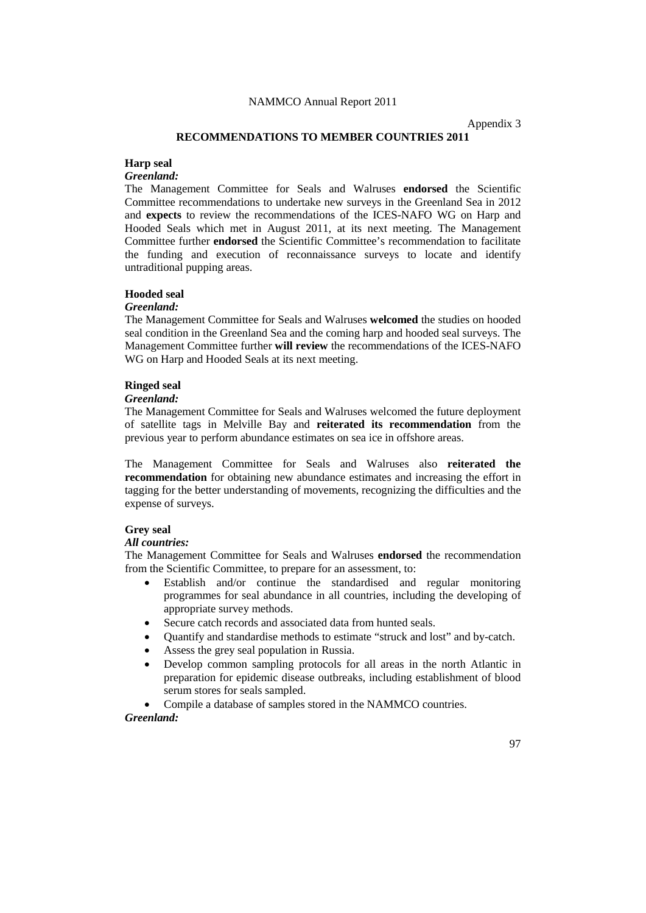Appendix 3

## RECOMMENDATIONS TO MEMBER COUNTRIES 2011

**Harp seal**

***Greenland:***

The Management Committee for Seals and Walruses **endorsed** the Scientific Committee recommendations to undertake new surveys in the Greenland Sea in 2012 and **expects** to review the recommendations of the ICES-NAFO WG on Harp and Hooded Seals which met in August 2011, at its next meeting. The Management Committee further **endorsed** the Scientific Committee's recommendation to facilitate the funding and execution of reconnaissance surveys to locate and identify untraditional pupping areas.

**Hooded seal**

***Greenland:***

The Management Committee for Seals and Walruses **welcomed** the studies on hooded seal condition in the Greenland Sea and the coming harp and hooded seal surveys. The Management Committee further **will review** the recommendations of the ICES-NAFO WG on Harp and Hooded Seals at its next meeting.

**Ringed seal**

***Greenland:***

The Management Committee for Seals and Walruses welcomed the future deployment of satellite tags in Melville Bay and **reiterated its recommendation** from the previous year to perform abundance estimates on sea ice in offshore areas.

The Management Committee for Seals and Walruses also **reiterated the recommendation** for obtaining new abundance estimates and increasing the effort in tagging for the better understanding of movements, recognizing the difficulties and the expense of surveys.

**Grey seal**

***All countries:***

The Management Committee for Seals and Walruses **endorsed** the recommendation from the Scientific Committee, to prepare for an assessment, to:

- Establish and/or continue the standardised and regular monitoring programmes for seal abundance in all countries, including the developing of appropriate survey methods.
- Secure catch records and associated data from hunted seals.
- Quantify and standardise methods to estimate "struck and lost" and by-catch.
- Assess the grey seal population in Russia.
- Develop common sampling protocols for all areas in the north Atlantic in preparation for epidemic disease outbreaks, including establishment of blood serum stores for seals sampled.
- Compile a database of samples stored in the NAMMCO countries.

***Greenland:***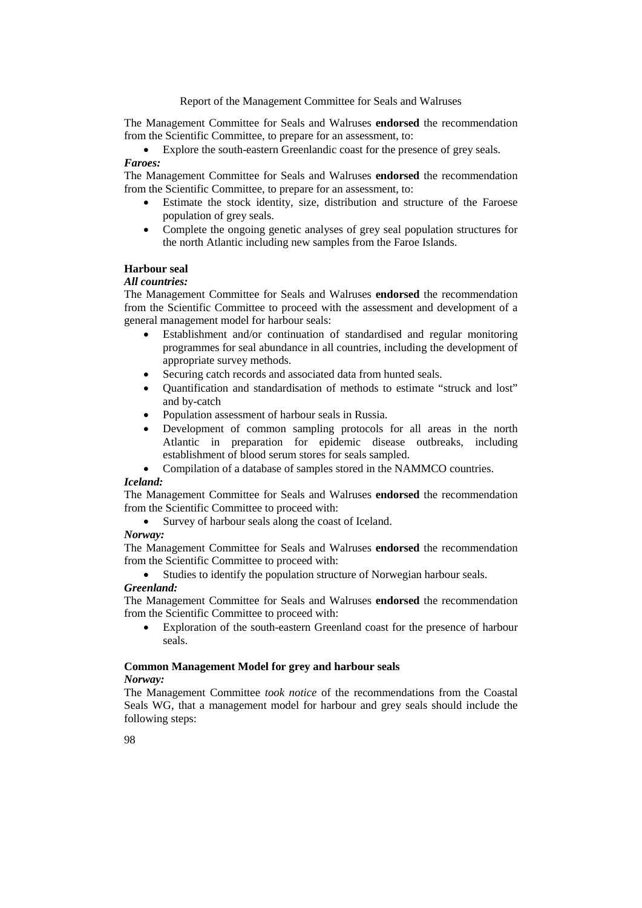The Management Committee for Seals and Walruses **endorsed** the recommendation from the Scientific Committee, to prepare for an assessment, to:

- Explore the south-eastern Greenlandic coast for the presence of grey seals.

***Faroes:***

The Management Committee for Seals and Walruses **endorsed** the recommendation from the Scientific Committee, to prepare for an assessment, to:

- Estimate the stock identity, size, distribution and structure of the Faroese population of grey seals.
- Complete the ongoing genetic analyses of grey seal population structures for the north Atlantic including new samples from the Faroe Islands.

**Harbour seal**

***All countries:***

The Management Committee for Seals and Walruses **endorsed** the recommendation from the Scientific Committee to proceed with the assessment and development of a general management model for harbour seals:

- Establishment and/or continuation of standardised and regular monitoring programmes for seal abundance in all countries, including the development of appropriate survey methods.
- Securing catch records and associated data from hunted seals.
- Quantification and standardisation of methods to estimate "struck and lost" and by-catch
- Population assessment of harbour seals in Russia.
- Development of common sampling protocols for all areas in the north Atlantic in preparation for epidemic disease outbreaks, including establishment of blood serum stores for seals sampled.
- Compilation of a database of samples stored in the NAMMCO countries.

***Iceland:***

The Management Committee for Seals and Walruses **endorsed** the recommendation from the Scientific Committee to proceed with:

- Survey of harbour seals along the coast of Iceland.

***Norway:***

The Management Committee for Seals and Walruses **endorsed** the recommendation from the Scientific Committee to proceed with:

- Studies to identify the population structure of Norwegian harbour seals.

***Greenland:***

The Management Committee for Seals and Walruses **endorsed** the recommendation from the Scientific Committee to proceed with:

- Exploration of the south-eastern Greenland coast for the presence of harbour seals.

**Common Management Model for grey and harbour seals**

*Norway:*

The Management Committee *took notice* of the recommendations from the Coastal Seals WG, that a management model for harbour and grey seals should include the following steps: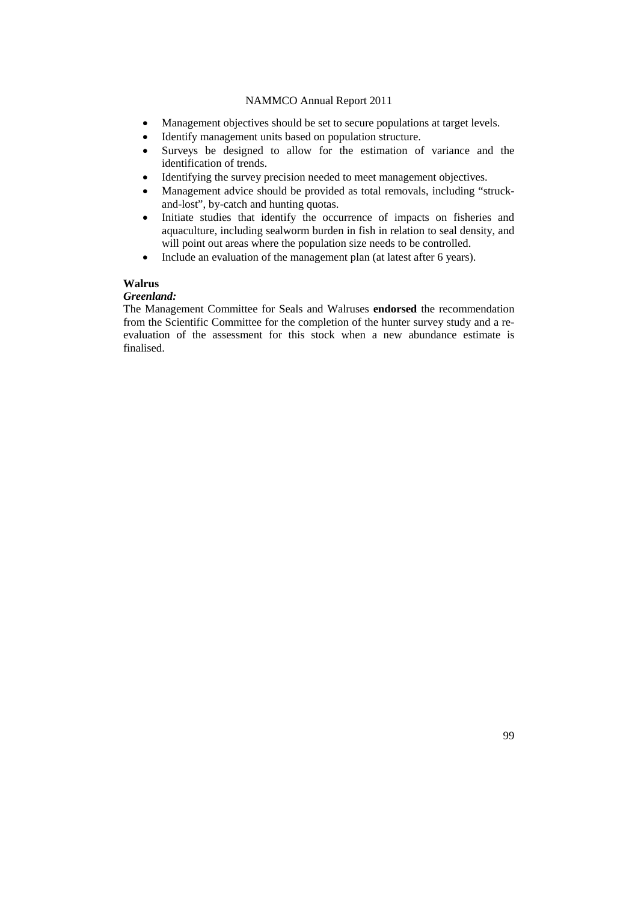- Management objectives should be set to secure populations at target levels.
- Identify management units based on population structure.
- Surveys be designed to allow for the estimation of variance and the identification of trends.
- Identifying the survey precision needed to meet management objectives.
- Management advice should be provided as total removals, including "struck-and-lost", by-catch and hunting quotas.
- Initiate studies that identify the occurrence of impacts on fisheries and aquaculture, including sealworm burden in fish in relation to seal density, and will point out areas where the population size needs to be controlled.
- Include an evaluation of the management plan (at latest after 6 years).

**Walrus**

***Greenland:***

The Management Committee for Seals and Walruses **endorsed** the recommendation from the Scientific Committee for the completion of the hunter survey study and a re-evaluation of the assessment for this stock when a new abundance estimate is finalised.